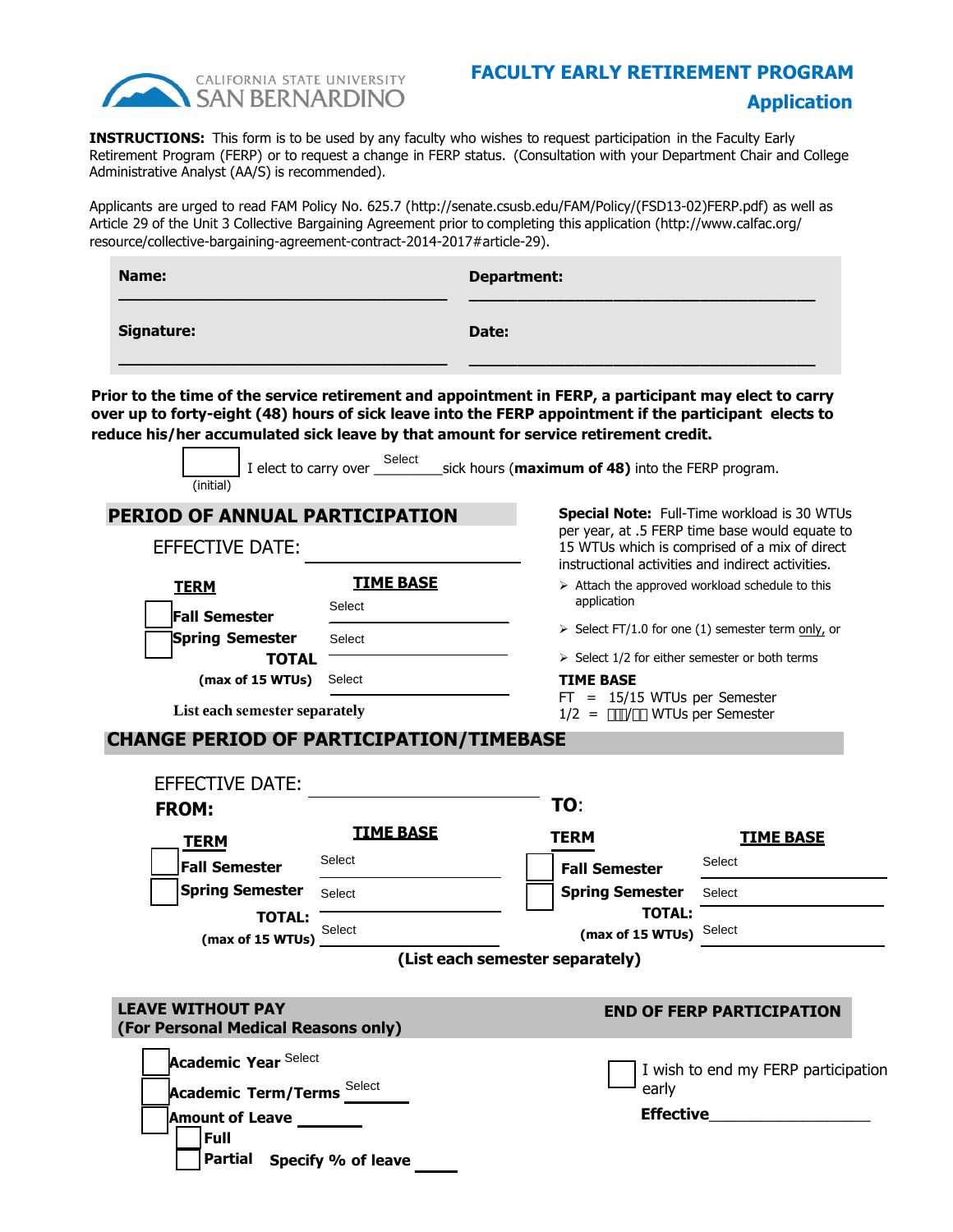CALIFORNIA STATE UNIVERSITY SAN BERNARDINO

# FACULTY EARLY RETIREMENT PROGRAM

## Application

**INSTRUCTIONS:** This form is to be used by any faculty who wishes to request participation in the Faculty Early Retirement Program (FERP) or to request a change in FERP status. (Consultation with your Department Chair and College Administrative Analyst (AA/S) is recommended).

Applicants are urged to read FAM Policy No. 625.7 (http://senate.csusb.edu/FAM/Policy/(FSD13-02)FERP.pdf) as well as Article 29 of the Unit 3 Collective Bargaining Agreement prior to completing this application (http://www.calfac.org/resource/collective-bargaining-agreement-contract-2014-2017#article-29).

| | |
|---|---|
| **Name:** ______________________ | **Department:** ______________________ |
| **Signature:** ______________________ | **Date:** ______________________ |

**Prior to the time of the service retirement and appointment in FERP, a participant may elect to carry over up to forty-eight (48) hours of sick leave into the FERP appointment if the participant elects to reduce his/her accumulated sick leave by that amount for service retirement credit.**

☐ (initial) I elect to carry over Select________sick hours (**maximum of 48)** into the FERP program.

## PERIOD OF ANNUAL PARTICIPATION

EFFECTIVE DATE: ______________________

| **TERM** | **TIME BASE** |
|---|---|
| ☐ **Fall Semester** | Select |
| ☐ **Spring Semester** | Select |
| **TOTAL** (max of 15 WTUs) | Select |

List each semester separately

**Special Note:** Full-Time workload is 30 WTUs per year, at .5 FERP time base would equate to 15 WTUs which is comprised of a mix of direct instructional activities and indirect activities.

- Attach the approved workload schedule to this application
- Select FT/1.0 for one (1) semester term only, or
- Select 1/2 for either semester or both terms

**TIME BASE**

FT = 15/15 WTUs per Semester

1/2 = ▯▯/▯▯ WTUs per Semester

## CHANGE PERIOD OF PARTICIPATION/TIMEBASE

EFFECTIVE DATE: ______________________

**FROM:**

| **TERM** | **TIME BASE** |
|---|---|
| ☐ **Fall Semester** | Select |
| ☐ **Spring Semester** | Select |
| **TOTAL:** (max of 15 WTUs) | Select |

**TO:**

| **TERM** | **TIME BASE** |
|---|---|
| ☐ **Fall Semester** | Select |
| ☐ **Spring Semester** | Select |
| **TOTAL:** (max of 15 WTUs) | Select |

**(List each semester separately)**

### LEAVE WITHOUT PAY (For Personal Medical Reasons only)

☐ **Academic Year** Select

☐ **Academic Term/Terms** Select

☐ **Amount of Leave** ________

- ☐ **Full**
- ☐ **Partial** **Specify % of leave** _____

### END OF FERP PARTICIPATION

☐ I wish to end my FERP participation early

**Effective**__________________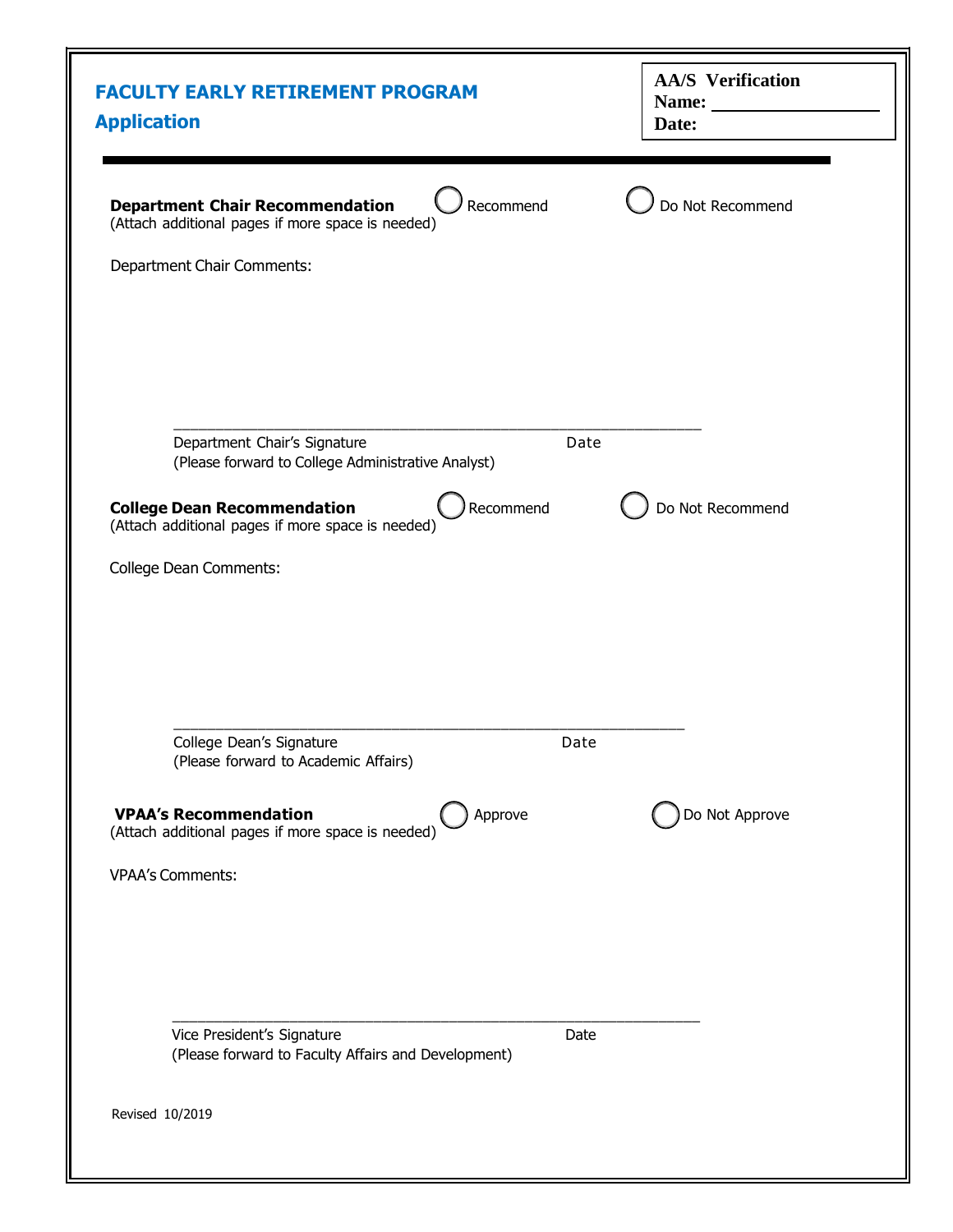# FACULTY EARLY RETIREMENT PROGRAM

## Application

**AA/S Verification**
**Name:** ____________
**Date:**

---

**Department Chair Recommendation** ◯ Recommend ◯ Do Not Recommend
(Attach additional pages if more space is needed)

Department Chair Comments:

_______________________________________________________________

Department Chair's Signature Date
(Please forward to College Administrative Analyst)

**College Dean Recommendation** ◯ Recommend ◯ Do Not Recommend
(Attach additional pages if more space is needed)

College Dean Comments:

_______________________________________________________________

College Dean's Signature Date
(Please forward to Academic Affairs)

**VPAA's Recommendation** ◯ Approve ◯ Do Not Approve
(Attach additional pages if more space is needed)

VPAA's Comments:

_______________________________________________________________

Vice President's Signature Date
(Please forward to Faculty Affairs and Development)

Revised 10/2019